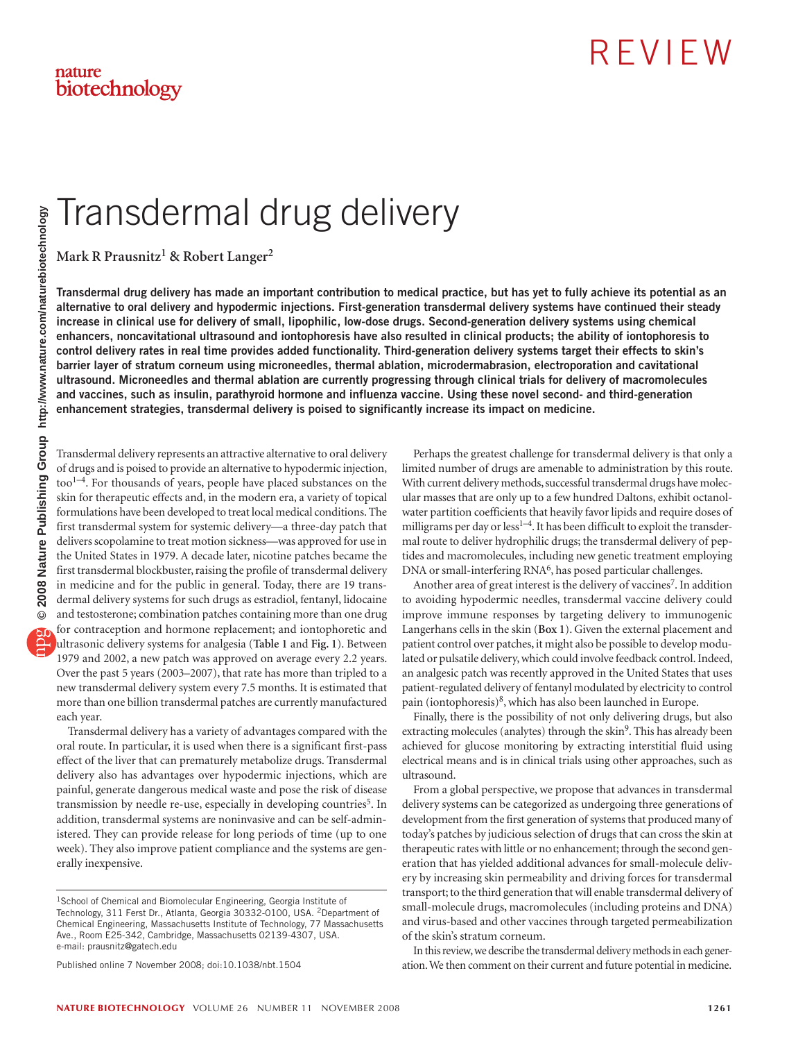# Transdermal drug delivery

**Mark R Prausnitz[1] & Robert Langer[2]**

**Transdermal drug delivery has made an important contribution to medical practice, but has yet to fully achieve its potential as an alternative to oral delivery and hypodermic injections. First-generation transdermal delivery systems have continued their steady increase in clinical use for delivery of small, lipophilic, low-dose drugs. Second-generation delivery systems using chemical enhancers, noncavitational ultrasound and iontophoresis have also resulted in clinical products; the ability of iontophoresis to control delivery rates in real time provides added functionality. Third-generation delivery systems target their effects to skin's barrier layer of stratum corneum using microneedles, thermal ablation, microdermabrasion, electroporation and cavitational ultrasound. Microneedles and thermal ablation are currently progressing through clinical trials for delivery of macromolecules and vaccines, such as insulin, parathyroid hormone and influenza vaccine. Using these novel second- and third-generation enhancement strategies, transdermal delivery is poised to significantly increase its impact on medicine.**

Transdermal delivery represents an attractive alternative to oral delivery of drugs and is poised to provide an alternative to hypodermic injection, too[1–4]. For thousands of years, people have placed substances on the skin for therapeutic effects and, in the modern era, a variety of topical formulations have been developed to treat local medical conditions. The first transdermal system for systemic delivery—a three-day patch that delivers scopolamine to treat motion sickness—was approved for use in the United States in 1979. A decade later, nicotine patches became the first transdermal blockbuster, raising the profile of transdermal delivery in medicine and for the public in general. Today, there are 19 transdermal delivery systems for such drugs as estradiol, fentanyl, lidocaine and testosterone; combination patches containing more than one drug for contraception and hormone replacement; and iontophoretic and ultrasonic delivery systems for analgesia (**Table 1** and **Fig. 1**). Between 1979 and 2002, a new patch was approved on average every 2.2 years. Over the past 5 years (2003–2007), that rate has more than tripled to a new transdermal delivery system every 7.5 months. It is estimated that more than one billion transdermal patches are currently manufactured each year.

Transdermal delivery has a variety of advantages compared with the oral route. In particular, it is used when there is a significant first-pass effect of the liver that can prematurely metabolize drugs. Transdermal delivery also has advantages over hypodermic injections, which are painful, generate dangerous medical waste and pose the risk of disease transmission by needle re-use, especially in developing countries[5]. In addition, transdermal systems are noninvasive and can be self-administered. They can provide release for long periods of time (up to one week). They also improve patient compliance and the systems are generally inexpensive.

Perhaps the greatest challenge for transdermal delivery is that only a limited number of drugs are amenable to administration by this route. With current delivery methods, successful transdermal drugs have molecular masses that are only up to a few hundred Daltons, exhibit octanol-water partition coefficients that heavily favor lipids and require doses of milligrams per day or less[1–4]. It has been difficult to exploit the transdermal route to deliver hydrophilic drugs; the transdermal delivery of peptides and macromolecules, including new genetic treatment employing DNA or small-interfering RNA[6], has posed particular challenges.

Another area of great interest is the delivery of vaccines[7]. In addition to avoiding hypodermic needles, transdermal vaccine delivery could improve immune responses by targeting delivery to immunogenic Langerhans cells in the skin (**Box 1**). Given the external placement and patient control over patches, it might also be possible to develop modulated or pulsatile delivery, which could involve feedback control. Indeed, an analgesic patch was recently approved in the United States that uses patient-regulated delivery of fentanyl modulated by electricity to control pain (iontophoresis)[8], which has also been launched in Europe.

Finally, there is the possibility of not only delivering drugs, but also extracting molecules (analytes) through the skin[9]. This has already been achieved for glucose monitoring by extracting interstitial fluid using electrical means and is in clinical trials using other approaches, such as ultrasound.

From a global perspective, we propose that advances in transdermal delivery systems can be categorized as undergoing three generations of development from the first generation of systems that produced many of today's patches by judicious selection of drugs that can cross the skin at therapeutic rates with little or no enhancement; through the second generation that has yielded additional advances for small-molecule delivery by increasing skin permeability and driving forces for transdermal transport; to the third generation that will enable transdermal delivery of small-molecule drugs, macromolecules (including proteins and DNA) and virus-based and other vaccines through targeted permeabilization of the skin's stratum corneum.

In this review, we describe the transdermal delivery methods in each generation. We then comment on their current and future potential in medicine.

[1]School of Chemical and Biomolecular Engineering, Georgia Institute of Technology, 311 Ferst Dr., Atlanta, Georgia 30332-0100, USA. [2]Department of Chemical Engineering, Massachusetts Institute of Technology, 77 Massachusetts Ave., Room E25-342, Cambridge, Massachusetts 02139-4307, USA. e-mail: prausnitz@gatech.edu

Published online 7 November 2008; doi:10.1038/nbt.1504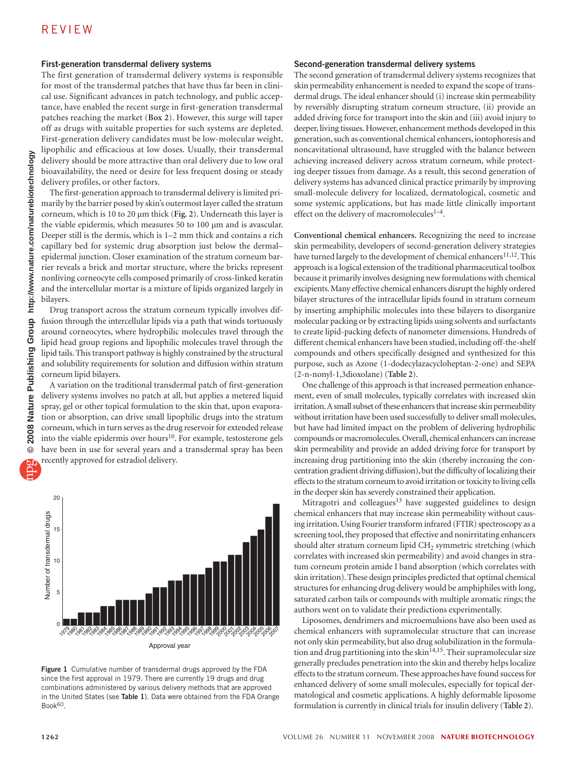### First-generation transdermal delivery systems

The first generation of transdermal delivery systems is responsible for most of the transdermal patches that have thus far been in clinical use. Significant advances in patch technology, and public acceptance, have enabled the recent surge in first-generation transdermal patches reaching the market (**Box 2**). However, this surge will taper off as drugs with suitable properties for such systems are depleted. First-generation delivery candidates must be low-molecular weight, lipophilic and efficacious at low doses. Usually, their transdermal delivery should be more attractive than oral delivery due to low oral bioavailability, the need or desire for less frequent dosing or steady delivery profiles, or other factors.

The first-generation approach to transdermal delivery is limited primarily by the barrier posed by skin's outermost layer called the stratum corneum, which is 10 to 20 μm thick (**Fig. 2**). Underneath this layer is the viable epidermis, which measures 50 to 100 μm and is avascular. Deeper still is the dermis, which is 1–2 mm thick and contains a rich capillary bed for systemic drug absorption just below the dermal–epidermal junction. Closer examination of the stratum corneum barrier reveals a brick and mortar structure, where the bricks represent nonliving corneocyte cells composed primarily of cross-linked keratin and the intercellular mortar is a mixture of lipids organized largely in bilayers.

Drug transport across the stratum corneum typically involves diffusion through the intercellular lipids via a path that winds tortuously around corneocytes, where hydrophilic molecules travel through the lipid head group regions and lipophilic molecules travel through the lipid tails. This transport pathway is highly constrained by the structural and solubility requirements for solution and diffusion within stratum corneum lipid bilayers.

A variation on the traditional transdermal patch of first-generation delivery systems involves no patch at all, but applies a metered liquid spray, gel or other topical formulation to the skin that, upon evaporation or absorption, can drive small lipophilic drugs into the stratum corneum, which in turn serves as the drug reservoir for extended release into the viable epidermis over hours[10]. For example, testosterone gels have been in use for several years and a transdermal spray has been recently approved for estradiol delivery.

**Figure 1** Cumulative number of transdermal drugs approved by the FDA since the first approval in 1979. There are currently 19 drugs and drug combinations administered by various delivery methods that are approved in the United States (see **Table 1**). Data were obtained from the FDA Orange Book[60].

### Second-generation transdermal delivery systems

The second generation of transdermal delivery systems recognizes that skin permeability enhancement is needed to expand the scope of transdermal drugs. The ideal enhancer should (i) increase skin permeability by reversibly disrupting stratum corneum structure, (ii) provide an added driving force for transport into the skin and (iii) avoid injury to deeper, living tissues. However, enhancement methods developed in this generation, such as conventional chemical enhancers, iontophoresis and noncavitational ultrasound, have struggled with the balance between achieving increased delivery across stratum corneum, while protecting deeper tissues from damage. As a result, this second generation of delivery systems has advanced clinical practice primarily by improving small-molecule delivery for localized, dermatological, cosmetic and some systemic applications, but has made little clinically important effect on the delivery of macromolecules[1–4].

**Conventional chemical enhancers.** Recognizing the need to increase skin permeability, developers of second-generation delivery strategies have turned largely to the development of chemical enhancers[11,12]. This approach is a logical extension of the traditional pharmaceutical toolbox because it primarily involves designing new formulations with chemical excipients. Many effective chemical enhancers disrupt the highly ordered bilayer structures of the intracellular lipids found in stratum corneum by inserting amphiphilic molecules into these bilayers to disorganize molecular packing or by extracting lipids using solvents and surfactants to create lipid-packing defects of nanometer dimensions. Hundreds of different chemical enhancers have been studied, including off-the-shelf compounds and others specifically designed and synthesized for this purpose, such as Azone (1-dodecylazacycloheptan-2-one) and SEPA (2-n-nonyl-1,3dioxolane) (**Table 2**).

One challenge of this approach is that increased permeation enhancement, even of small molecules, typically correlates with increased skin irritation. A small subset of these enhancers that increase skin permeability without irritation have been used successfully to deliver small molecules, but have had limited impact on the problem of delivering hydrophilic compounds or macromolecules. Overall, chemical enhancers can increase skin permeability and provide an added driving force for transport by increasing drug partitioning into the skin (thereby increasing the concentration gradient driving diffusion), but the difficulty of localizing their effects to the stratum corneum to avoid irritation or toxicity to living cells in the deeper skin has severely constrained their application.

Mitragotri and colleagues[13] have suggested guidelines to design chemical enhancers that may increase skin permeability without causing irritation. Using Fourier transform infrared (FTIR) spectroscopy as a screening tool, they proposed that effective and nonirritating enhancers should alter stratum corneum lipid $CH_2$ symmetric stretching (which correlates with increased skin permeability) and avoid changes in stratum corneum protein amide I band absorption (which correlates with skin irritation). These design principles predicted that optimal chemical structures for enhancing drug delivery would be amphiphiles with long, saturated carbon tails or compounds with multiple aromatic rings; the authors went on to validate their predictions experimentally.

Liposomes, dendrimers and microemulsions have also been used as chemical enhancers with supramolecular structure that can increase not only skin permeability, but also drug solubilization in the formulation and drug partitioning into the skin[14,15]. Their supramolecular size generally precludes penetration into the skin and thereby helps localize effects to the stratum corneum. These approaches have found success for enhanced delivery of some small molecules, especially for topical dermatological and cosmetic applications. A highly deformable liposome formulation is currently in clinical trials for insulin delivery (**Table 2**).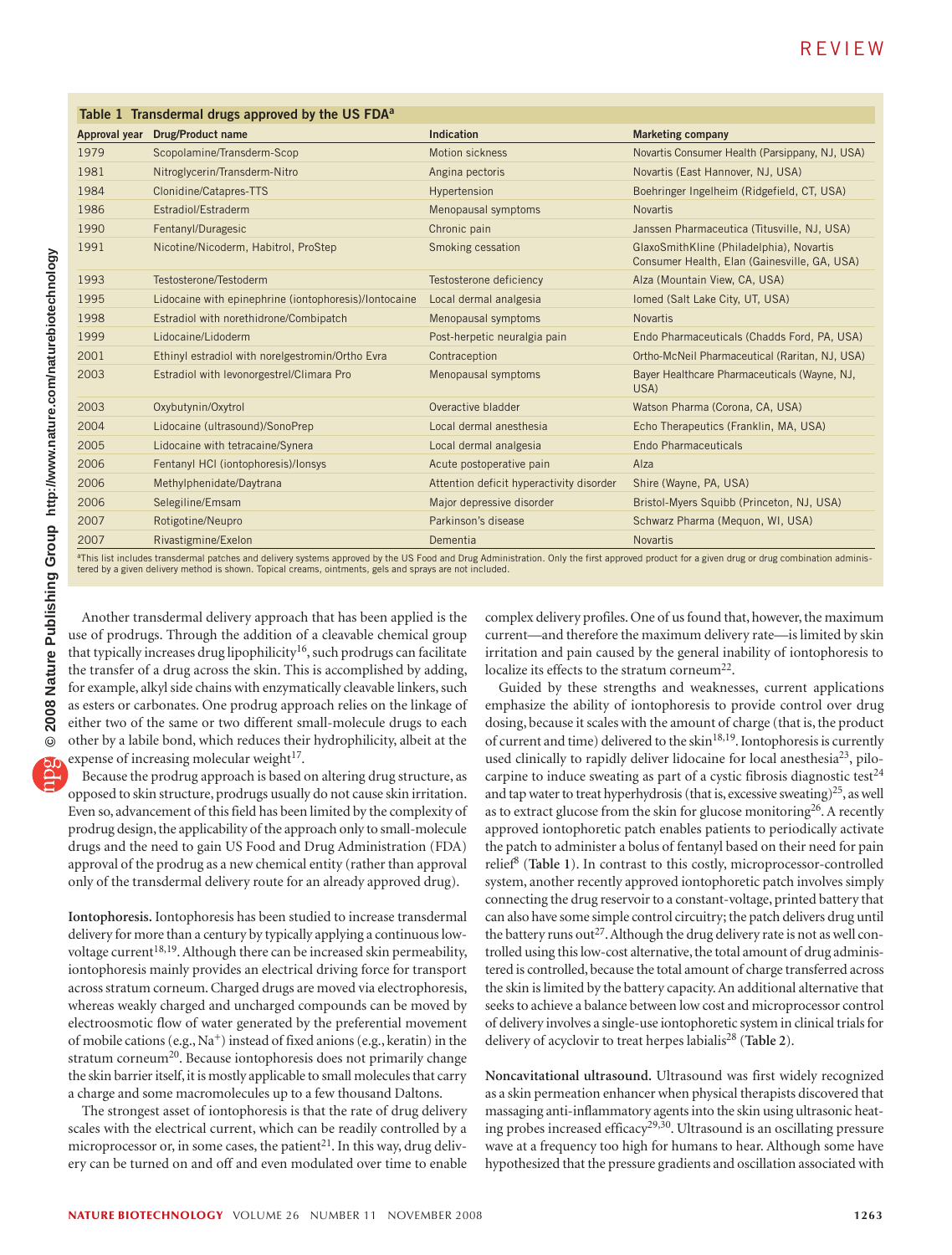**Table 1 Transdermal drugs approved by the US FDA[a]**

| Approval year | Drug/Product name | Indication | Marketing company |
|---|---|---|---|
| 1979 | Scopolamine/Transderm-Scop | Motion sickness | Novartis Consumer Health (Parsippany, NJ, USA) |
| 1981 | Nitroglycerin/Transderm-Nitro | Angina pectoris | Novartis (East Hannover, NJ, USA) |
| 1984 | Clonidine/Catapres-TTS | Hypertension | Boehringer Ingelheim (Ridgefield, CT, USA) |
| 1986 | Estradiol/Estraderm | Menopausal symptoms | Novartis |
| 1990 | Fentanyl/Duragesic | Chronic pain | Janssen Pharmaceutica (Titusville, NJ, USA) |
| 1991 | Nicotine/Nicoderm, Habitrol, ProStep | Smoking cessation | GlaxoSmithKline (Philadelphia), Novartis Consumer Health, Elan (Gainesville, GA, USA) |
| 1993 | Testosterone/Testoderm | Testosterone deficiency | Alza (Mountain View, CA, USA) |
| 1995 | Lidocaine with epinephrine (iontophoresis)/Iontocaine | Local dermal analgesia | Iomed (Salt Lake City, UT, USA) |
| 1998 | Estradiol with norethidrone/Combipatch | Menopausal symptoms | Novartis |
| 1999 | Lidocaine/Lidoderm | Post-herpetic neuralgia pain | Endo Pharmaceuticals (Chadds Ford, PA, USA) |
| 2001 | Ethinyl estradiol with norelgestromin/Ortho Evra | Contraception | Ortho-McNeil Pharmaceutical (Raritan, NJ, USA) |
| 2003 | Estradiol with levonorgestrel/Climara Pro | Menopausal symptoms | Bayer Healthcare Pharmaceuticals (Wayne, NJ, USA) |
| 2003 | Oxybutynin/Oxytrol | Overactive bladder | Watson Pharma (Corona, CA, USA) |
| 2004 | Lidocaine (ultrasound)/SonoPrep | Local dermal anesthesia | Echo Therapeutics (Franklin, MA, USA) |
| 2005 | Lidocaine with tetracaine/Synera | Local dermal analgesia | Endo Pharmaceuticals |
| 2006 | Fentanyl HCl (iontophoresis)/Ionsys | Acute postoperative pain | Alza |
| 2006 | Methylphenidate/Daytrana | Attention deficit hyperactivity disorder | Shire (Wayne, PA, USA) |
| 2006 | Selegiline/Emsam | Major depressive disorder | Bristol-Myers Squibb (Princeton, NJ, USA) |
| 2007 | Rotigotine/Neupro | Parkinson's disease | Schwarz Pharma (Mequon, WI, USA) |
| 2007 | Rivastigmine/Exelon | Dementia | Novartis |

[a]This list includes transdermal patches and delivery systems approved by the US Food and Drug Administration. Only the first approved product for a given drug or drug combination administered by a given delivery method is shown. Topical creams, ointments, gels and sprays are not included.

Another transdermal delivery approach that has been applied is the use of prodrugs. Through the addition of a cleavable chemical group that typically increases drug lipophilicity[16], such prodrugs can facilitate the transfer of a drug across the skin. This is accomplished by adding, for example, alkyl side chains with enzymatically cleavable linkers, such as esters or carbonates. One prodrug approach relies on the linkage of either two of the same or two different small-molecule drugs to each other by a labile bond, which reduces their hydrophilicity, albeit at the expense of increasing molecular weight[17].

Because the prodrug approach is based on altering drug structure, as opposed to skin structure, prodrugs usually do not cause skin irritation. Even so, advancement of this field has been limited by the complexity of prodrug design, the applicability of the approach only to small-molecule drugs and the need to gain US Food and Drug Administration (FDA) approval of the prodrug as a new chemical entity (rather than approval only of the transdermal delivery route for an already approved drug).

**Iontophoresis.** Iontophoresis has been studied to increase transdermal delivery for more than a century by typically applying a continuous low-voltage current[18,19]. Although there can be increased skin permeability, iontophoresis mainly provides an electrical driving force for transport across stratum corneum. Charged drugs are moved via electrophoresis, whereas weakly charged and uncharged compounds can be moved by electroosmotic flow of water generated by the preferential movement of mobile cations (e.g., $Na^+$) instead of fixed anions (e.g., keratin) in the stratum corneum[20]. Because iontophoresis does not primarily change the skin barrier itself, it is mostly applicable to small molecules that carry a charge and some macromolecules up to a few thousand Daltons.

The strongest asset of iontophoresis is that the rate of drug delivery scales with the electrical current, which can be readily controlled by a microprocessor or, in some cases, the patient[21]. In this way, drug delivery can be turned on and off and even modulated over time to enable complex delivery profiles. One of us found that, however, the maximum current—and therefore the maximum delivery rate—is limited by skin irritation and pain caused by the general inability of iontophoresis to localize its effects to the stratum corneum[22].

Guided by these strengths and weaknesses, current applications emphasize the ability of iontophoresis to provide control over drug dosing, because it scales with the amount of charge (that is, the product of current and time) delivered to the skin[18,19]. Iontophoresis is currently used clinically to rapidly deliver lidocaine for local anesthesia[23], pilocarpine to induce sweating as part of a cystic fibrosis diagnostic test[24] and tap water to treat hyperhydrosis (that is, excessive sweating)[25], as well as to extract glucose from the skin for glucose monitoring[26]. A recently approved iontophoretic patch enables patients to periodically activate the patch to administer a bolus of fentanyl based on their need for pain relief[8] (**Table 1**). In contrast to this costly, microprocessor-controlled system, another recently approved iontophoretic patch involves simply connecting the drug reservoir to a constant-voltage, printed battery that can also have some simple control circuitry; the patch delivers drug until the battery runs out[27]. Although the drug delivery rate is not as well controlled using this low-cost alternative, the total amount of drug administered is controlled, because the total amount of charge transferred across the skin is limited by the battery capacity. An additional alternative that seeks to achieve a balance between low cost and microprocessor control of delivery involves a single-use iontophoretic system in clinical trials for delivery of acyclovir to treat herpes labialis[28] (**Table 2**).

**Noncavitational ultrasound.** Ultrasound was first widely recognized as a skin permeation enhancer when physical therapists discovered that massaging anti-inflammatory agents into the skin using ultrasonic heating probes increased efficacy[29,30]. Ultrasound is an oscillating pressure wave at a frequency too high for humans to hear. Although some have hypothesized that the pressure gradients and oscillation associated with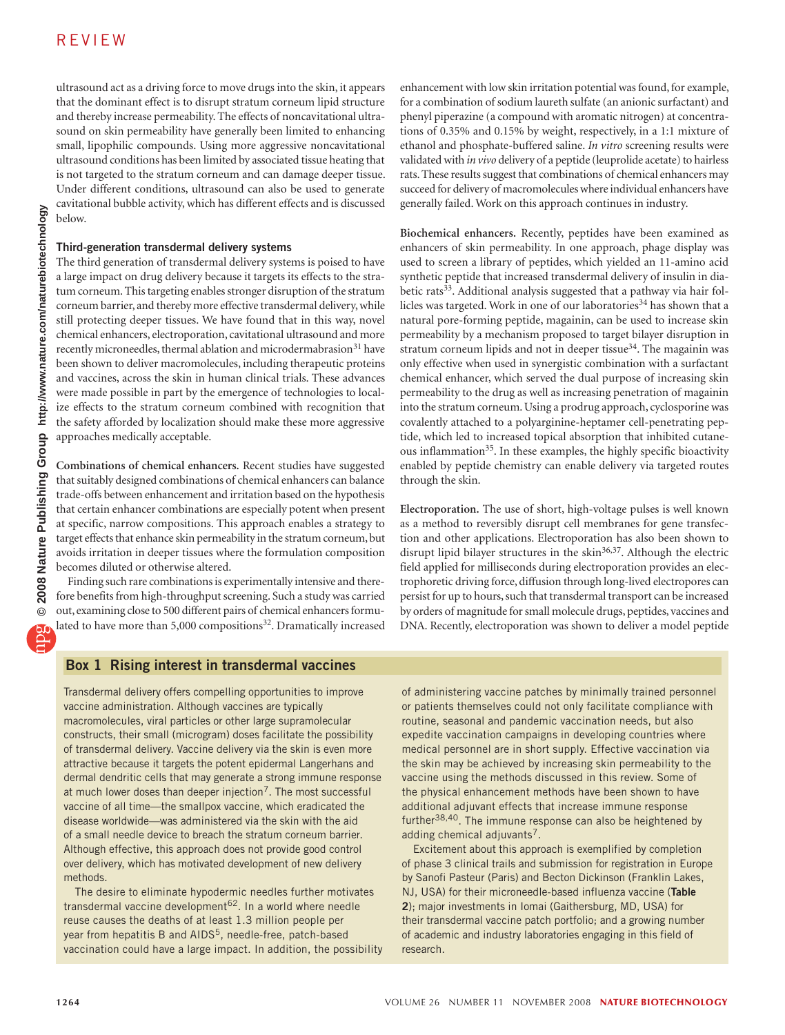ultrasound act as a driving force to move drugs into the skin, it appears that the dominant effect is to disrupt stratum corneum lipid structure and thereby increase permeability. The effects of noncavitational ultrasound on skin permeability have generally been limited to enhancing small, lipophilic compounds. Using more aggressive noncavitational ultrasound conditions has been limited by associated tissue heating that is not targeted to the stratum corneum and can damage deeper tissue. Under different conditions, ultrasound can also be used to generate cavitational bubble activity, which has different effects and is discussed below.

### Third-generation transdermal delivery systems

The third generation of transdermal delivery systems is poised to have a large impact on drug delivery because it targets its effects to the stratum corneum. This targeting enables stronger disruption of the stratum corneum barrier, and thereby more effective transdermal delivery, while still protecting deeper tissues. We have found that in this way, novel chemical enhancers, electroporation, cavitational ultrasound and more recently microneedles, thermal ablation and microdermabrasion[31] have been shown to deliver macromolecules, including therapeutic proteins and vaccines, across the skin in human clinical trials. These advances were made possible in part by the emergence of technologies to localize effects to the stratum corneum combined with recognition that the safety afforded by localization should make these more aggressive approaches medically acceptable.

**Combinations of chemical enhancers.** Recent studies have suggested that suitably designed combinations of chemical enhancers can balance trade-offs between enhancement and irritation based on the hypothesis that certain enhancer combinations are especially potent when present at specific, narrow compositions. This approach enables a strategy to target effects that enhance skin permeability in the stratum corneum, but avoids irritation in deeper tissues where the formulation composition becomes diluted or otherwise altered.

Finding such rare combinations is experimentally intensive and therefore benefits from high-throughput screening. Such a study was carried out, examining close to 500 different pairs of chemical enhancers formulated to have more than 5,000 compositions[32]. Dramatically increased enhancement with low skin irritation potential was found, for example, for a combination of sodium laureth sulfate (an anionic surfactant) and phenyl piperazine (a compound with aromatic nitrogen) at concentrations of 0.35% and 0.15% by weight, respectively, in a 1:1 mixture of ethanol and phosphate-buffered saline. *In vitro* screening results were validated with *in vivo* delivery of a peptide (leuprolide acetate) to hairless rats. These results suggest that combinations of chemical enhancers may succeed for delivery of macromolecules where individual enhancers have generally failed. Work on this approach continues in industry.

**Biochemical enhancers.** Recently, peptides have been examined as enhancers of skin permeability. In one approach, phage display was used to screen a library of peptides, which yielded an 11-amino acid synthetic peptide that increased transdermal delivery of insulin in diabetic rats[33]. Additional analysis suggested that a pathway via hair follicles was targeted. Work in one of our laboratories[34] has shown that a natural pore-forming peptide, magainin, can be used to increase skin permeability by a mechanism proposed to target bilayer disruption in stratum corneum lipids and not in deeper tissue[34]. The magainin was only effective when used in synergistic combination with a surfactant chemical enhancer, which served the dual purpose of increasing skin permeability to the drug as well as increasing penetration of magainin into the stratum corneum. Using a prodrug approach, cyclosporine was covalently attached to a polyarginine-heptamer cell-penetrating peptide, which led to increased topical absorption that inhibited cutaneous inflammation[35]. In these examples, the highly specific bioactivity enabled by peptide chemistry can enable delivery via targeted routes through the skin.

**Electroporation.** The use of short, high-voltage pulses is well known as a method to reversibly disrupt cell membranes for gene transfection and other applications. Electroporation has also been shown to disrupt lipid bilayer structures in the skin[36,37]. Although the electric field applied for milliseconds during electroporation provides an electrophoretic driving force, diffusion through long-lived electropores can persist for up to hours, such that transdermal transport can be increased by orders of magnitude for small molecule drugs, peptides, vaccines and DNA. Recently, electroporation was shown to deliver a model peptide

#### Box 1 Rising interest in transdermal vaccines

Transdermal delivery offers compelling opportunities to improve vaccine administration. Although vaccines are typically macromolecules, viral particles or other large supramolecular constructs, their small (microgram) doses facilitate the possibility of transdermal delivery. Vaccine delivery via the skin is even more attractive because it targets the potent epidermal Langerhans and dermal dendritic cells that may generate a strong immune response at much lower doses than deeper injection[7]. The most successful vaccine of all time—the smallpox vaccine, which eradicated the disease worldwide—was administered via the skin with the aid of a small needle device to breach the stratum corneum barrier. Although effective, this approach does not provide good control over delivery, which has motivated development of new delivery methods.

The desire to eliminate hypodermic needles further motivates transdermal vaccine development[62]. In a world where needle reuse causes the deaths of at least 1.3 million people per year from hepatitis B and AIDS[5], needle-free, patch-based vaccination could have a large impact. In addition, the possibility of administering vaccine patches by minimally trained personnel or patients themselves could not only facilitate compliance with routine, seasonal and pandemic vaccination needs, but also expedite vaccination campaigns in developing countries where medical personnel are in short supply. Effective vaccination via the skin may be achieved by increasing skin permeability to the vaccine using the methods discussed in this review. Some of the physical enhancement methods have been shown to have additional adjuvant effects that increase immune response further[38,40]. The immune response can also be heightened by adding chemical adjuvants[7].

Excitement about this approach is exemplified by completion of phase 3 clinical trails and submission for registration in Europe by Sanofi Pasteur (Paris) and Becton Dickinson (Franklin Lakes, NJ, USA) for their microneedle-based influenza vaccine (**Table 2**); major investments in Iomai (Gaithersburg, MD, USA) for their transdermal vaccine patch portfolio; and a growing number of academic and industry laboratories engaging in this field of research.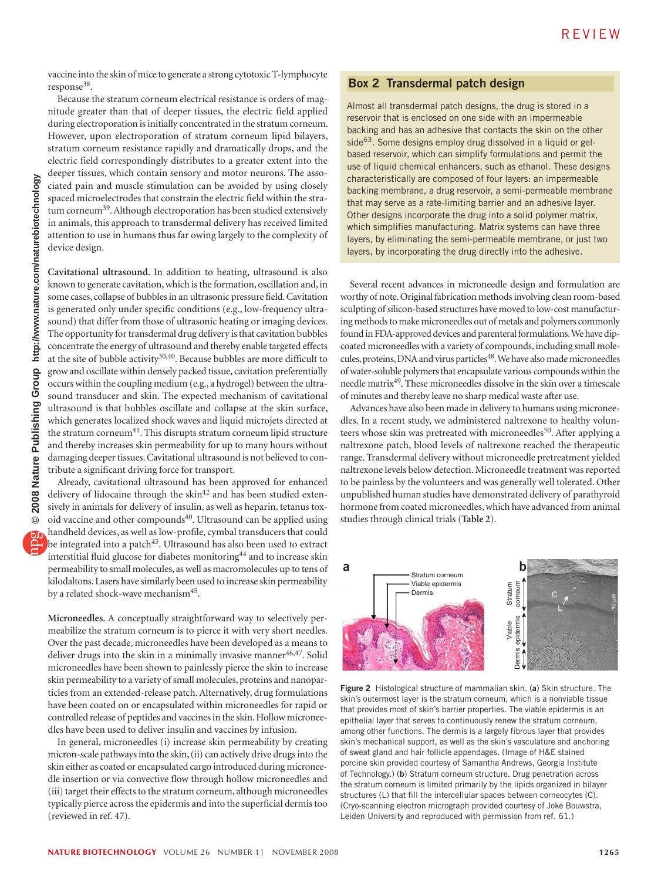vaccine into the skin of mice to generate a strong cytotoxic T-lymphocyte response[38].

Because the stratum corneum electrical resistance is orders of magnitude greater than that of deeper tissues, the electric field applied during electroporation is initially concentrated in the stratum corneum. However, upon electroporation of stratum corneum lipid bilayers, stratum corneum resistance rapidly and dramatically drops, and the electric field correspondingly distributes to a greater extent into the deeper tissues, which contain sensory and motor neurons. The associated pain and muscle stimulation can be avoided by using closely spaced microelectrodes that constrain the electric field within the stratum corneum[39]. Although electroporation has been studied extensively in animals, this approach to transdermal delivery has received limited attention to use in humans thus far owing largely to the complexity of device design.

**Cavitational ultrasound.** In addition to heating, ultrasound is also known to generate cavitation, which is the formation, oscillation and, in some cases, collapse of bubbles in an ultrasonic pressure field. Cavitation is generated only under specific conditions (e.g., low-frequency ultrasound) that differ from those of ultrasonic heating or imaging devices. The opportunity for transdermal drug delivery is that cavitation bubbles concentrate the energy of ultrasound and thereby enable targeted effects at the site of bubble activity[30,40]. Because bubbles are more difficult to grow and oscillate within densely packed tissue, cavitation preferentially occurs within the coupling medium (e.g., a hydrogel) between the ultrasound transducer and skin. The expected mechanism of cavitational ultrasound is that bubbles oscillate and collapse at the skin surface, which generates localized shock waves and liquid microjets directed at the stratum corneum[41]. This disrupts stratum corneum lipid structure and thereby increases skin permeability for up to many hours without damaging deeper tissues. Cavitational ultrasound is not believed to contribute a significant driving force for transport.

Already, cavitational ultrasound has been approved for enhanced delivery of lidocaine through the skin[42] and has been studied extensively in animals for delivery of insulin, as well as heparin, tetanus toxoid vaccine and other compounds[40]. Ultrasound can be applied using handheld devices, as well as low-profile, cymbal transducers that could be integrated into a patch[43]. Ultrasound has also been used to extract interstitial fluid glucose for diabetes monitoring[44] and to increase skin permeability to small molecules, as well as macromolecules up to tens of kilodaltons. Lasers have similarly been used to increase skin permeability by a related shock-wave mechanism[45].

**Microneedles.** A conceptually straightforward way to selectively permeabilize the stratum corneum is to pierce it with very short needles. Over the past decade, microneedles have been developed as a means to deliver drugs into the skin in a minimally invasive manner[46,47]. Solid microneedles have been shown to painlessly pierce the skin to increase skin permeability to a variety of small molecules, proteins and nanoparticles from an extended-release patch. Alternatively, drug formulations have been coated on or encapsulated within microneedles for rapid or controlled release of peptides and vaccines in the skin. Hollow microneedles have been used to deliver insulin and vaccines by infusion.

In general, microneedles (i) increase skin permeability by creating micron-scale pathways into the skin, (ii) can actively drive drugs into the skin either as coated or encapsulated cargo introduced during microneedle insertion or via convective flow through hollow microneedles and (iii) target their effects to the stratum corneum, although microneedles typically pierce across the epidermis and into the superficial dermis too (reviewed in ref. 47).

### Box 2 Transdermal patch design

Almost all transdermal patch designs, the drug is stored in a reservoir that is enclosed on one side with an impermeable backing and has an adhesive that contacts the skin on the other side[63]. Some designs employ drug dissolved in a liquid or gel-based reservoir, which can simplify formulations and permit the use of liquid chemical enhancers, such as ethanol. These designs characteristically are composed of four layers: an impermeable backing membrane, a drug reservoir, a semi-permeable membrane that may serve as a rate-limiting barrier and an adhesive layer. Other designs incorporate the drug into a solid polymer matrix, which simplifies manufacturing. Matrix systems can have three layers, by eliminating the semi-permeable membrane, or just two layers, by incorporating the drug directly into the adhesive.

Several recent advances in microneedle design and formulation are worthy of note. Original fabrication methods involving clean room-based sculpting of silicon-based structures have moved to low-cost manufacturing methods to make microneedles out of metals and polymers commonly found in FDA-approved devices and parenteral formulations. We have dip-coated microneedles with a variety of compounds, including small molecules, proteins, DNA and virus particles[48]. We have also made microneedles of water-soluble polymers that encapsulate various compounds within the needle matrix[49]. These microneedles dissolve in the skin over a timescale of minutes and thereby leave no sharp medical waste after use.

Advances have also been made in delivery to humans using microneedles. In a recent study, we administered naltrexone to healthy volunteers whose skin was pretreated with microneedles[50]. After applying a naltrexone patch, blood levels of naltrexone reached the therapeutic range. Transdermal delivery without microneedle pretreatment yielded naltrexone levels below detection. Microneedle treatment was reported to be painless by the volunteers and was generally well tolerated. Other unpublished human studies have demonstrated delivery of parathyroid hormone from coated microneedles, which have advanced from animal studies through clinical trials (**Table 2**).

**Figure 2** Histological structure of mammalian skin. (**a**) Skin structure. The skin's outermost layer is the stratum corneum, which is a nonviable tissue that provides most of skin's barrier properties. The viable epidermis is an epithelial layer that serves to continuously renew the stratum corneum, among other functions. The dermis is a largely fibrous layer that provides skin's mechanical support, as well as the skin's vasculature and anchoring of sweat gland and hair follicle appendages. (Image of H&E stained porcine skin provided courtesy of Samantha Andrews, Georgia Institute of Technology.) (**b**) Stratum corneum structure. Drug penetration across the stratum corneum is limited primarily by the lipids organized in bilayer structures (L) that fill the intercellular spaces between corneocytes (C). (Cryo-scanning electron micrograph provided courtesy of Joke Bouwstra, Leiden University and reproduced with permission from ref. 61.)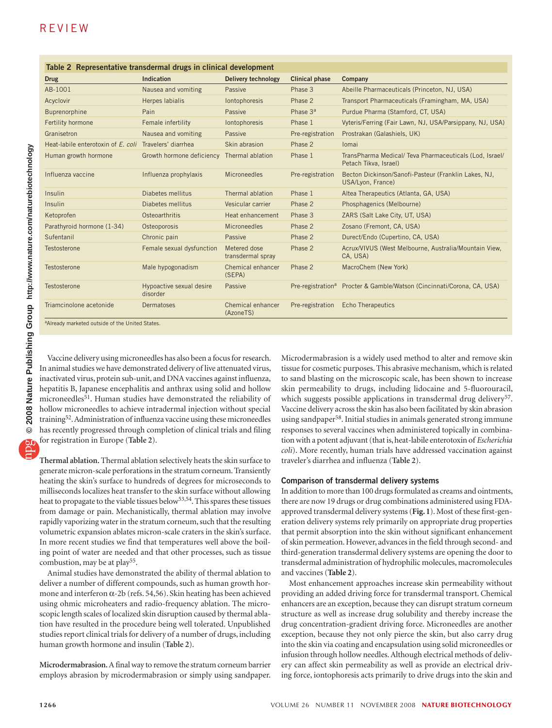**Table 2 Representative transdermal drugs in clinical development**

| Drug | Indication | Delivery technology | Clinical phase | Company |
|---|---|---|---|---|
| AB-1001 | Nausea and vomiting | Passive | Phase 3 | Abeille Pharmaceuticals (Princeton, NJ, USA) |
| Acyclovir | Herpes labialis | Iontophoresis | Phase 2 | Transport Pharmaceuticals (Framingham, MA, USA) |
| Buprenorphine | Pain | Passive | Phase 3[a] | Purdue Pharma (Stamford, CT, USA) |
| Fertility hormone | Female infertility | Iontophoresis | Phase 1 | Vyteris/Ferring (Fair Lawn, NJ, USA/Parsippany, NJ, USA) |
| Granisetron | Nausea and vomiting | Passive | Pre-registration | Prostrakan (Galashiels, UK) |
| Heat-labile enterotoxin of *E. coli* | Travelers' diarrhea | Skin abrasion | Phase 2 | Iomai |
| Human growth hormone | Growth hormone deficiency | Thermal ablation | Phase 1 | TransPharma Medical/ Teva Pharmaceuticals (Lod, Israel/ Petach Tikva, Israel) |
| Influenza vaccine | Influenza prophylaxis | Microneedles | Pre-registration | Becton Dickinson/Sanofi-Pasteur (Franklin Lakes, NJ, USA/Lyon, France) |
| Insulin | Diabetes mellitus | Thermal ablation | Phase 1 | Altea Therapeutics (Atlanta, GA, USA) |
| Insulin | Diabetes mellitus | Vesicular carrier | Phase 2 | Phosphagenics (Melbourne) |
| Ketoprofen | Osteoarthritis | Heat enhancement | Phase 3 | ZARS (Salt Lake City, UT, USA) |
| Parathyroid hormone (1-34) | Osteoporosis | Microneedles | Phase 2 | Zosano (Fremont, CA, USA) |
| Sufentanil | Chronic pain | Passive | Phase 2 | Durect/Endo (Cupertino, CA, USA) |
| Testosterone | Female sexual dysfunction | Metered dose transdermal spray | Phase 2 | Acrux/VIVUS (West Melbourne, Australia/Mountain View, CA, USA) |
| Testosterone | Male hypogonadism | Chemical enhancer (SEPA) | Phase 2 | MacroChem (New York) |
| Testosterone | Hypoactive sexual desire disorder | Passive | Pre-registration[a] | Procter & Gamble/Watson (Cincinnati/Corona, CA, USA) |
| Triamcinolone acetonide | Dermatoses | Chemical enhancer (AzoneTS) | Pre-registration | Echo Therapeutics |

[a]Already marketed outside of the United States.

Vaccine delivery using microneedles has also been a focus for research. In animal studies we have demonstrated delivery of live attenuated virus, inactivated virus, protein sub-unit, and DNA vaccines against influenza, hepatitis B, Japanese encephalitis and anthrax using solid and hollow microneedles[51]. Human studies have demonstrated the reliability of hollow microneedles to achieve intradermal injection without special training[52]. Administration of influenza vaccine using these microneedles has recently progressed through completion of clinical trials and filing for registration in Europe (**Table 2**).

**Thermal ablation.** Thermal ablation selectively heats the skin surface to generate micron-scale perforations in the stratum corneum. Transiently heating the skin's surface to hundreds of degrees for microseconds to milliseconds localizes heat transfer to the skin surface without allowing heat to propagate to the viable tissues below[53,54]. This spares these tissues from damage or pain. Mechanistically, thermal ablation may involve rapidly vaporizing water in the stratum corneum, such that the resulting volumetric expansion ablates micron-scale craters in the skin's surface. In more recent studies we find that temperatures well above the boiling point of water are needed and that other processes, such as tissue combustion, may be at play[55].

Animal studies have demonstrated the ability of thermal ablation to deliver a number of different compounds, such as human growth hormone and interferon $\alpha$-2b (refs. 54,56). Skin heating has been achieved using ohmic microheaters and radio-frequency ablation. The microscopic length scales of localized skin disruption caused by thermal ablation have resulted in the procedure being well tolerated. Unpublished studies report clinical trials for delivery of a number of drugs, including human growth hormone and insulin (**Table 2**).

**Microdermabrasion.** A final way to remove the stratum corneum barrier employs abrasion by microdermabrasion or simply using sandpaper. Microdermabrasion is a widely used method to alter and remove skin tissue for cosmetic purposes. This abrasive mechanism, which is related to sand blasting on the microscopic scale, has been shown to increase skin permeability to drugs, including lidocaine and 5-fluorouracil, which suggests possible applications in transdermal drug delivery[57]. Vaccine delivery across the skin has also been facilitated by skin abrasion using sandpaper[58]. Initial studies in animals generated strong immune responses to several vaccines when administered topically in combination with a potent adjuvant (that is, heat-labile enterotoxin of *Escherichia coli*). More recently, human trials have addressed vaccination against traveler's diarrhea and influenza (**Table 2**).

### Comparison of transdermal delivery systems

In addition to more than 100 drugs formulated as creams and ointments, there are now 19 drugs or drug combinations administered using FDA-approved transdermal delivery systems (**Fig. 1**). Most of these first-generation delivery systems rely primarily on appropriate drug properties that permit absorption into the skin without significant enhancement of skin permeation. However, advances in the field through second- and third-generation transdermal delivery systems are opening the door to transdermal administration of hydrophilic molecules, macromolecules and vaccines (**Table 2**).

Most enhancement approaches increase skin permeability without providing an added driving force for transdermal transport. Chemical enhancers are an exception, because they can disrupt stratum corneum structure as well as increase drug solubility and thereby increase the drug concentration-gradient driving force. Microneedles are another exception, because they not only pierce the skin, but also carry drug into the skin via coating and encapsulation using solid microneedles or infusion through hollow needles. Although electrical methods of delivery can affect skin permeability as well as provide an electrical driving force, iontophoresis acts primarily to drive drugs into the skin and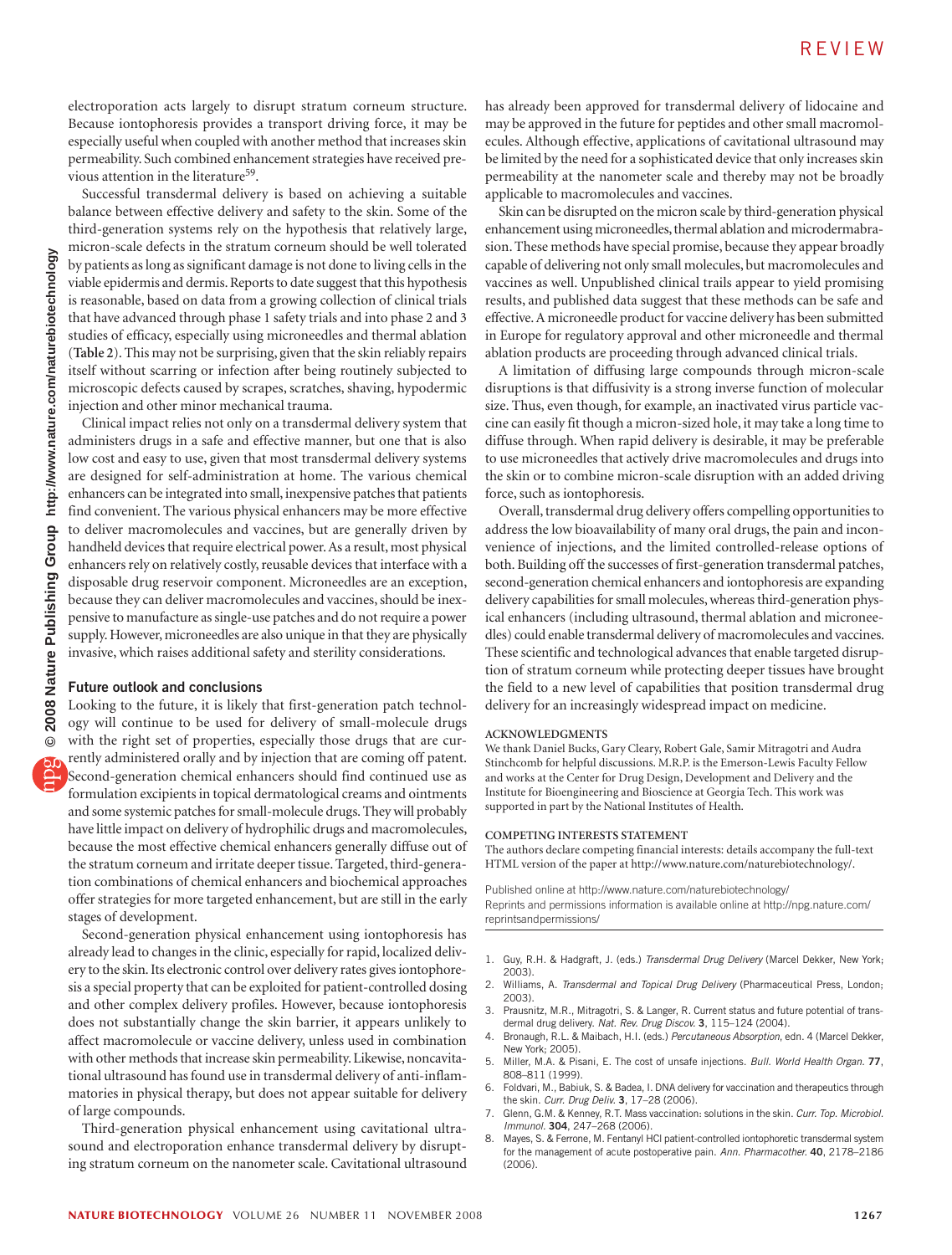electroporation acts largely to disrupt stratum corneum structure. Because iontophoresis provides a transport driving force, it may be especially useful when coupled with another method that increases skin permeability. Such combined enhancement strategies have received previous attention in the literature[59].

Successful transdermal delivery is based on achieving a suitable balance between effective delivery and safety to the skin. Some of the third-generation systems rely on the hypothesis that relatively large, micron-scale defects in the stratum corneum should be well tolerated by patients as long as significant damage is not done to living cells in the viable epidermis and dermis. Reports to date suggest that this hypothesis is reasonable, based on data from a growing collection of clinical trials that have advanced through phase 1 safety trials and into phase 2 and 3 studies of efficacy, especially using microneedles and thermal ablation (**Table 2**). This may not be surprising, given that the skin reliably repairs itself without scarring or infection after being routinely subjected to microscopic defects caused by scrapes, scratches, shaving, hypodermic injection and other minor mechanical trauma.

Clinical impact relies not only on a transdermal delivery system that administers drugs in a safe and effective manner, but one that is also low cost and easy to use, given that most transdermal delivery systems are designed for self-administration at home. The various chemical enhancers can be integrated into small, inexpensive patches that patients find convenient. The various physical enhancers may be more effective to deliver macromolecules and vaccines, but are generally driven by handheld devices that require electrical power. As a result, most physical enhancers rely on relatively costly, reusable devices that interface with a disposable drug reservoir component. Microneedles are an exception, because they can deliver macromolecules and vaccines, should be inexpensive to manufacture as single-use patches and do not require a power supply. However, microneedles are also unique in that they are physically invasive, which raises additional safety and sterility considerations.

## Future outlook and conclusions

Looking to the future, it is likely that first-generation patch technology will continue to be used for delivery of small-molecule drugs with the right set of properties, especially those drugs that are currently administered orally and by injection that are coming off patent. Second-generation chemical enhancers should find continued use as formulation excipients in topical dermatological creams and ointments and some systemic patches for small-molecule drugs. They will probably have little impact on delivery of hydrophilic drugs and macromolecules, because the most effective chemical enhancers generally diffuse out of the stratum corneum and irritate deeper tissue. Targeted, third-generation combinations of chemical enhancers and biochemical approaches offer strategies for more targeted enhancement, but are still in the early stages of development.

Second-generation physical enhancement using iontophoresis has already lead to changes in the clinic, especially for rapid, localized delivery to the skin. Its electronic control over delivery rates gives iontophoresis a special property that can be exploited for patient-controlled dosing and other complex delivery profiles. However, because iontophoresis does not substantially change the skin barrier, it appears unlikely to affect macromolecule or vaccine delivery, unless used in combination with other methods that increase skin permeability. Likewise, noncavitational ultrasound has found use in transdermal delivery of anti-inflammatories in physical therapy, but does not appear suitable for delivery of large compounds.

Third-generation physical enhancement using cavitational ultrasound and electroporation enhance transdermal delivery by disrupting stratum corneum on the nanometer scale. Cavitational ultrasound has already been approved for transdermal delivery of lidocaine and may be approved in the future for peptides and other small macromolecules. Although effective, applications of cavitational ultrasound may be limited by the need for a sophisticated device that only increases skin permeability at the nanometer scale and thereby may not be broadly applicable to macromolecules and vaccines.

Skin can be disrupted on the micron scale by third-generation physical enhancement using microneedles, thermal ablation and microdermabrasion. These methods have special promise, because they appear broadly capable of delivering not only small molecules, but macromolecules and vaccines as well. Unpublished clinical trails appear to yield promising results, and published data suggest that these methods can be safe and effective. A microneedle product for vaccine delivery has been submitted in Europe for regulatory approval and other microneedle and thermal ablation products are proceeding through advanced clinical trials.

A limitation of diffusing large compounds through micron-scale disruptions is that diffusivity is a strong inverse function of molecular size. Thus, even though, for example, an inactivated virus particle vaccine can easily fit though a micron-sized hole, it may take a long time to diffuse through. When rapid delivery is desirable, it may be preferable to use microneedles that actively drive macromolecules and drugs into the skin or to combine micron-scale disruption with an added driving force, such as iontophoresis.

Overall, transdermal drug delivery offers compelling opportunities to address the low bioavailability of many oral drugs, the pain and inconvenience of injections, and the limited controlled-release options of both. Building off the successes of first-generation transdermal patches, second-generation chemical enhancers and iontophoresis are expanding delivery capabilities for small molecules, whereas third-generation physical enhancers (including ultrasound, thermal ablation and microneedles) could enable transdermal delivery of macromolecules and vaccines. These scientific and technological advances that enable targeted disruption of stratum corneum while protecting deeper tissues have brought the field to a new level of capabilities that position transdermal drug delivery for an increasingly widespread impact on medicine.

### ACKNOWLEDGMENTS

We thank Daniel Bucks, Gary Cleary, Robert Gale, Samir Mitragotri and Audra Stinchcomb for helpful discussions. M.R.P. is the Emerson-Lewis Faculty Fellow and works at the Center for Drug Design, Development and Delivery and the Institute for Bioengineering and Bioscience at Georgia Tech. This work was supported in part by the National Institutes of Health.

### COMPETING INTERESTS STATEMENT

The authors declare competing financial interests: details accompany the full-text HTML version of the paper at http://www.nature.com/naturebiotechnology/.

Published online at http://www.nature.com/naturebiotechnology/
Reprints and permissions information is available online at http://npg.nature.com/reprintsandpermissions/

1. Guy, R.H. & Hadgraft, J. (eds.) *Transdermal Drug Delivery* (Marcel Dekker, New York; 2003).
2. Williams, A. *Transdermal and Topical Drug Delivery* (Pharmaceutical Press, London; 2003).
3. Prausnitz, M.R., Mitragotri, S. & Langer, R. Current status and future potential of transdermal drug delivery. *Nat. Rev. Drug Discov.* **3**, 115–124 (2004).
4. Bronaugh, R.L. & Maibach, H.I. (eds.) *Percutaneous Absorption*, edn. 4 (Marcel Dekker, New York; 2005).
5. Miller, M.A. & Pisani, E. The cost of unsafe injections. *Bull. World Health Organ.* **77**, 808–811 (1999).
6. Foldvari, M., Babiuk, S. & Badea, I. DNA delivery for vaccination and therapeutics through the skin. *Curr. Drug Deliv.* **3**, 17–28 (2006).
7. Glenn, G.M. & Kenney, R.T. Mass vaccination: solutions in the skin. *Curr. Top. Microbiol. Immunol.* **304**, 247–268 (2006).
8. Mayes, S. & Ferrone, M. Fentanyl HCl patient-controlled iontophoretic transdermal system for the management of acute postoperative pain. *Ann. Pharmacother.* **40**, 2178–2186 (2006).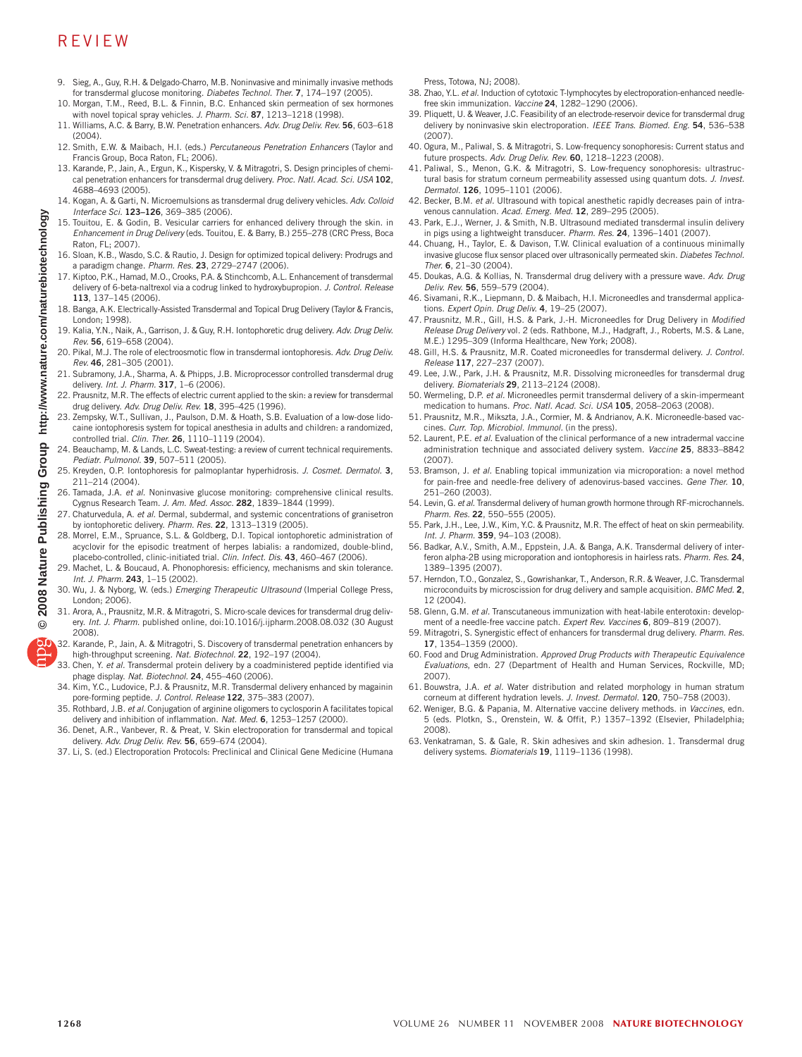9. Sieg, A., Guy, R.H. & Delgado-Charro, M.B. Noninvasive and minimally invasive methods for transdermal glucose monitoring. *Diabetes Technol. Ther.* **7**, 174–197 (2005).
10. Morgan, T.M., Reed, B.L. & Finnin, B.C. Enhanced skin permeation of sex hormones with novel topical spray vehicles. *J. Pharm. Sci.* **87**, 1213–1218 (1998).
11. Williams, A.C. & Barry, B.W. Penetration enhancers. *Adv. Drug Deliv. Rev.* **56**, 603–618 (2004).
12. Smith, E.W. & Maibach, H.I. (eds.) *Percutaneous Penetration Enhancers* (Taylor and Francis Group, Boca Raton, FL; 2006).
13. Karande, P., Jain, A., Ergun, K., Kispersky, V. & Mitragotri, S. Design principles of chemical penetration enhancers for transdermal drug delivery. *Proc. Natl. Acad. Sci. USA* **102**, 4688–4693 (2005).
14. Kogan, A. & Garti, N. Microemulsions as transdermal drug delivery vehicles. *Adv. Colloid Interface Sci.* **123–126**, 369–385 (2006).
15. Touitou, E. & Godin, B. Vesicular carriers for enhanced delivery through the skin. in *Enhancement in Drug Delivery* (eds. Touitou, E. & Barry, B.) 255–278 (CRC Press, Boca Raton, FL; 2007).
16. Sloan, K.B., Wasdo, S.C. & Rautio, J. Design for optimized topical delivery: Prodrugs and a paradigm change. *Pharm. Res.* **23**, 2729–2747 (2006).
17. Kiptoo, P.K., Hamad, M.O., Crooks, P.A. & Stinchcomb, A.L. Enhancement of transdermal delivery of 6-beta-naltrexol via a codrug linked to hydroxybupropion. *J. Control. Release* **113**, 137–145 (2006).
18. Banga, A.K. Electrically-Assisted Transdermal and Topical Drug Delivery (Taylor & Francis, London; 1998).
19. Kalia, Y.N., Naik, A., Garrison, J. & Guy, R.H. Iontophoretic drug delivery. *Adv. Drug Deliv. Rev.* **56**, 619–658 (2004).
20. Pikal, M.J. The role of electroosmotic flow in transdermal iontophoresis. *Adv. Drug Deliv. Rev.* **46**, 281–305 (2001).
21. Subramony, J.A., Sharma, A. & Phipps, J.B. Microprocessor controlled transdermal drug delivery. *Int. J. Pharm.* **317**, 1–6 (2006).
22. Prausnitz, M.R. The effects of electric current applied to the skin: a review for transdermal drug delivery. *Adv. Drug Deliv. Rev.* **18**, 395–425 (1996).
23. Zempsky, W.T., Sullivan, J., Paulson, D.M. & Hoath, S.B. Evaluation of a low-dose lidocaine iontophoresis system for topical anesthesia in adults and children: a randomized, controlled trial. *Clin. Ther.* **26**, 1110–1119 (2004).
24. Beauchamp, M. & Lands, L.C. Sweat-testing: a review of current technical requirements. *Pediatr. Pulmonol.* **39**, 507–511 (2005).
25. Kreyden, O.P. Iontophoresis for palmoplantar hyperhidrosis. *J. Cosmet. Dermatol.* **3**, 211–214 (2004).
26. Tamada, J.A. *et al.* Noninvasive glucose monitoring: comprehensive clinical results. Cygnus Research Team. *J. Am. Med. Assoc.* **282**, 1839–1844 (1999).
27. Chaturvedula, A. *et al.* Dermal, subdermal, and systemic concentrations of granisetron by iontophoretic delivery. *Pharm. Res.* **22**, 1313–1319 (2005).
28. Morrel, E.M., Spruance, S.L. & Goldberg, D.I. Topical iontophoretic administration of acyclovir for the episodic treatment of herpes labialis: a randomized, double-blind, placebo-controlled, clinic-initiated trial. *Clin. Infect. Dis.* **43**, 460–467 (2006).
29. Machet, L. & Boucaud, A. Phonophoresis: efficiency, mechanisms and skin tolerance. *Int. J. Pharm.* **243**, 1–15 (2002).
30. Wu, J. & Nyborg, W. (eds.) *Emerging Therapeutic Ultrasound* (Imperial College Press, London; 2006).
31. Arora, A., Prausnitz, M.R. & Mitragotri, S. Micro-scale devices for transdermal drug delivery. *Int. J. Pharm.* published online, doi:10.1016/j.ijpharm.2008.08.032 (30 August 2008).
32. Karande, P., Jain, A. & Mitragotri, S. Discovery of transdermal penetration enhancers by high-throughput screening. *Nat. Biotechnol.* **22**, 192–197 (2004).
33. Chen, Y. *et al.* Transdermal protein delivery by a coadministered peptide identified via phage display. *Nat. Biotechnol.* **24**, 455–460 (2006).
34. Kim, Y.C., Ludovice, P.J. & Prausnitz, M.R. Transdermal delivery enhanced by magainin pore-forming peptide. *J. Control. Release* **122**, 375–383 (2007).
35. Rothbard, J.B. *et al.* Conjugation of arginine oligomers to cyclosporin A facilitates topical delivery and inhibition of inflammation. *Nat. Med.* **6**, 1253–1257 (2000).
36. Denet, A.R., Vanbever, R. & Preat, V. Skin electroporation for transdermal and topical delivery. *Adv. Drug Deliv. Rev.* **56**, 659–674 (2004).
37. Li, S. (ed.) Electroporation Protocols: Preclinical and Clinical Gene Medicine (Humana Press, Totowa, NJ; 2008).
38. Zhao, Y.L. *et al.* Induction of cytotoxic T-lymphocytes by electroporation-enhanced needle-free skin immunization. *Vaccine* **24**, 1282–1290 (2006).
39. Pliquett, U. & Weaver, J.C. Feasibility of an electrode-reservoir device for transdermal drug delivery by noninvasive skin electroporation. *IEEE Trans. Biomed. Eng.* **54**, 536–538 (2007).
40. Ogura, M., Paliwal, S. & Mitragotri, S. Low-frequency sonophoresis: Current status and future prospects. *Adv. Drug Deliv. Rev.* **60**, 1218–1223 (2008).
41. Paliwal, S., Menon, G.K. & Mitragotri, S. Low-frequency sonophoresis: ultrastructural basis for stratum corneum permeability assessed using quantum dots. *J. Invest. Dermatol.* **126**, 1095–1101 (2006).
42. Becker, B.M. *et al.* Ultrasound with topical anesthetic rapidly decreases pain of intravenous cannulation. *Acad. Emerg. Med.* **12**, 289–295 (2005).
43. Park, E.J., Werner, J. & Smith, N.B. Ultrasound mediated transdermal insulin delivery in pigs using a lightweight transducer. *Pharm. Res.* **24**, 1396–1401 (2007).
44. Chuang, H., Taylor, E. & Davison, T.W. Clinical evaluation of a continuous minimally invasive glucose flux sensor placed over ultrasonically permeated skin. *Diabetes Technol. Ther.* **6**, 21–30 (2004).
45. Doukas, A.G. & Kollias, N. Transdermal drug delivery with a pressure wave. *Adv. Drug Deliv. Rev.* **56**, 559–579 (2004).
46. Sivamani, R.K., Liepmann, D. & Maibach, H.I. Microneedles and transdermal applications. *Expert Opin. Drug Deliv.* **4**, 19–25 (2007).
47. Prausnitz, M.R., Gill, H.S. & Park, J.-H. Microneedles for Drug Delivery in *Modified Release Drug Delivery* vol. 2 (eds. Rathbone, M.J., Hadgraft, J., Roberts, M.S. & Lane, M.E.) 1295–309 (Informa Healthcare, New York; 2008).
48. Gill, H.S. & Prausnitz, M.R. Coated microneedles for transdermal delivery. *J. Control. Release* **117**, 227–237 (2007).
49. Lee, J.W., Park, J.H. & Prausnitz, M.R. Dissolving microneedles for transdermal drug delivery. *Biomaterials* **29**, 2113–2124 (2008).
50. Wermeling, D.P. *et al.* Microneedles permit transdermal delivery of a skin-impermeant medication to humans. *Proc. Natl. Acad. Sci. USA* **105**, 2058–2063 (2008).
51. Prausnitz, M.R., Mikszta, J.A., Cormier, M. & Andrianov, A.K. Microneedle-based vaccines. *Curr. Top. Microbiol. Immunol.* (in the press).
52. Laurent, P.E. *et al.* Evaluation of the clinical performance of a new intradermal vaccine administration technique and associated delivery system. *Vaccine* **25**, 8833–8842 (2007).
53. Bramson, J. *et al.* Enabling topical immunization via microporation: a novel method for pain-free and needle-free delivery of adenovirus-based vaccines. *Gene Ther.* **10**, 251–260 (2003).
54. Levin, G. *et al.* Transdermal delivery of human growth hormone through RF-microchannels. *Pharm. Res.* **22**, 550–555 (2005).
55. Park, J.H., Lee, J.W., Kim, Y.C. & Prausnitz, M.R. The effect of heat on skin permeability. *Int. J. Pharm.* **359**, 94–103 (2008).
56. Badkar, A.V., Smith, A.M., Eppstein, J.A. & Banga, A.K. Transdermal delivery of interferon alpha-2B using microporation and iontophoresis in hairless rats. *Pharm. Res.* **24**, 1389–1395 (2007).
57. Herndon, T.O., Gonzalez, S., Gowrishankar, T., Anderson, R.R. & Weaver, J.C. Transdermal microconduits by microscission for drug delivery and sample acquisition. *BMC Med.* **2**, 12 (2004).
58. Glenn, G.M. *et al.* Transcutaneous immunization with heat-labile enterotoxin: development of a needle-free vaccine patch. *Expert Rev. Vaccines* **6**, 809–819 (2007).
59. Mitragotri, S. Synergistic effect of enhancers for transdermal drug delivery. *Pharm. Res.* **17**, 1354–1359 (2000).
60. Food and Drug Administration. *Approved Drug Products with Therapeutic Equivalence Evaluations*, edn. 27 (Department of Health and Human Services, Rockville, MD; 2007).
61. Bouwstra, J.A. *et al.* Water distribution and related morphology in human stratum corneum at different hydration levels. *J. Invest. Dermatol.* **120**, 750–758 (2003).
62. Weniger, B.G. & Papania, M. Alternative vaccine delivery methods. in *Vaccines*, edn. 5 (eds. Plotkn, S., Orenstein, W. & Offit, P.) 1357–1392 (Elsevier, Philadelphia; 2008).
63. Venkatraman, S. & Gale, R. Skin adhesives and skin adhesion. 1. Transdermal drug delivery systems. *Biomaterials* **19**, 1119–1136 (1998).